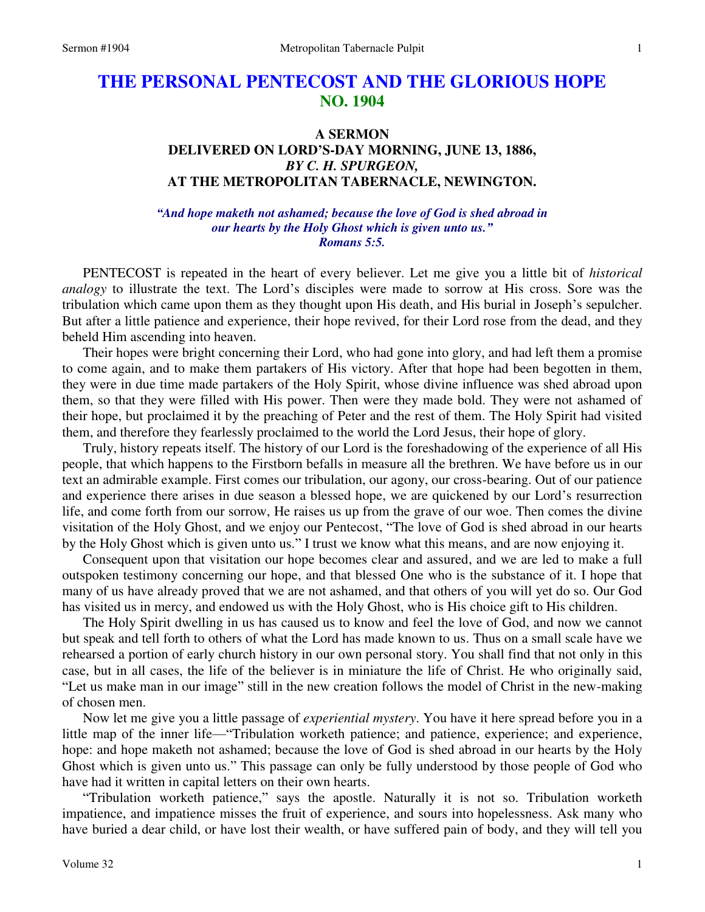# THE PERSONAL PENTECOST AND THE GLORIOUS HOPE
## NO. 1904

### A SERMON
### DELIVERED ON LORD'S-DAY MORNING, JUNE 13, 1886,
### *BY C. H. SPURGEON,*
### AT THE METROPOLITAN TABERNACLE, NEWINGTON.

***"And hope maketh not ashamed; because the love of God is shed abroad in our hearts by the Holy Ghost which is given unto us." Romans 5:5.***

PENTECOST is repeated in the heart of every believer. Let me give you a little bit of *historical analogy* to illustrate the text. The Lord's disciples were made to sorrow at His cross. Sore was the tribulation which came upon them as they thought upon His death, and His burial in Joseph's sepulcher. But after a little patience and experience, their hope revived, for their Lord rose from the dead, and they beheld Him ascending into heaven.

Their hopes were bright concerning their Lord, who had gone into glory, and had left them a promise to come again, and to make them partakers of His victory. After that hope had been begotten in them, they were in due time made partakers of the Holy Spirit, whose divine influence was shed abroad upon them, so that they were filled with His power. Then were they made bold. They were not ashamed of their hope, but proclaimed it by the preaching of Peter and the rest of them. The Holy Spirit had visited them, and therefore they fearlessly proclaimed to the world the Lord Jesus, their hope of glory.

Truly, history repeats itself. The history of our Lord is the foreshadowing of the experience of all His people, that which happens to the Firstborn befalls in measure all the brethren. We have before us in our text an admirable example. First comes our tribulation, our agony, our cross-bearing. Out of our patience and experience there arises in due season a blessed hope, we are quickened by our Lord's resurrection life, and come forth from our sorrow, He raises us up from the grave of our woe. Then comes the divine visitation of the Holy Ghost, and we enjoy our Pentecost, "The love of God is shed abroad in our hearts by the Holy Ghost which is given unto us." I trust we know what this means, and are now enjoying it.

Consequent upon that visitation our hope becomes clear and assured, and we are led to make a full outspoken testimony concerning our hope, and that blessed One who is the substance of it. I hope that many of us have already proved that we are not ashamed, and that others of you will yet do so. Our God has visited us in mercy, and endowed us with the Holy Ghost, who is His choice gift to His children.

The Holy Spirit dwelling in us has caused us to know and feel the love of God, and now we cannot but speak and tell forth to others of what the Lord has made known to us. Thus on a small scale have we rehearsed a portion of early church history in our own personal story. You shall find that not only in this case, but in all cases, the life of the believer is in miniature the life of Christ. He who originally said, "Let us make man in our image" still in the new creation follows the model of Christ in the new-making of chosen men.

Now let me give you a little passage of *experiential mystery*. You have it here spread before you in a little map of the inner life—"Tribulation worketh patience; and patience, experience; and experience, hope: and hope maketh not ashamed; because the love of God is shed abroad in our hearts by the Holy Ghost which is given unto us." This passage can only be fully understood by those people of God who have had it written in capital letters on their own hearts.

"Tribulation worketh patience," says the apostle. Naturally it is not so. Tribulation worketh impatience, and impatience misses the fruit of experience, and sours into hopelessness. Ask many who have buried a dear child, or have lost their wealth, or have suffered pain of body, and they will tell you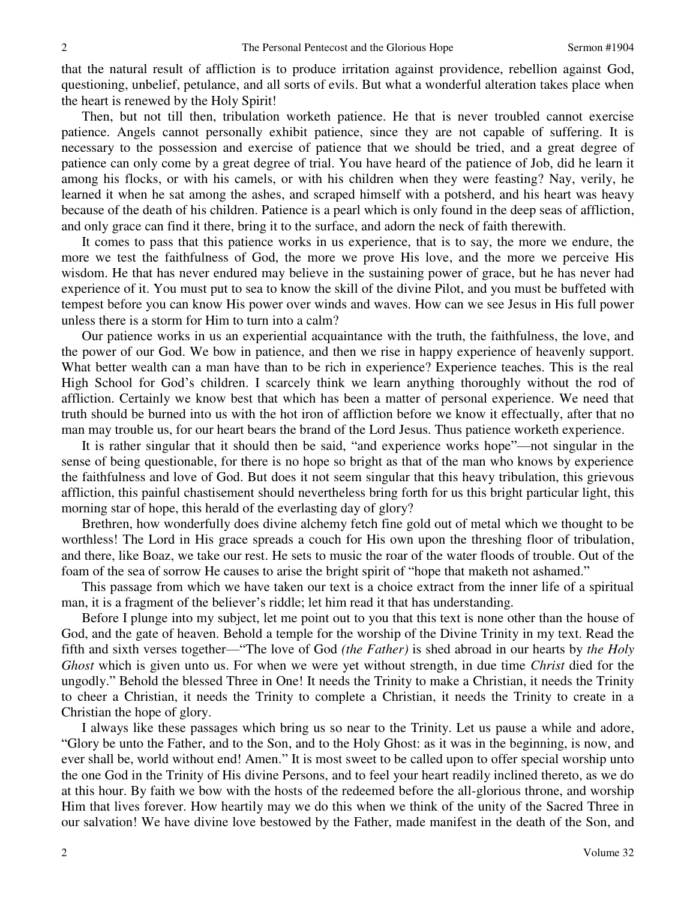that the natural result of affliction is to produce irritation against providence, rebellion against God, questioning, unbelief, petulance, and all sorts of evils. But what a wonderful alteration takes place when the heart is renewed by the Holy Spirit!

Then, but not till then, tribulation worketh patience. He that is never troubled cannot exercise patience. Angels cannot personally exhibit patience, since they are not capable of suffering. It is necessary to the possession and exercise of patience that we should be tried, and a great degree of patience can only come by a great degree of trial. You have heard of the patience of Job, did he learn it among his flocks, or with his camels, or with his children when they were feasting? Nay, verily, he learned it when he sat among the ashes, and scraped himself with a potsherd, and his heart was heavy because of the death of his children. Patience is a pearl which is only found in the deep seas of affliction, and only grace can find it there, bring it to the surface, and adorn the neck of faith therewith.

It comes to pass that this patience works in us experience, that is to say, the more we endure, the more we test the faithfulness of God, the more we prove His love, and the more we perceive His wisdom. He that has never endured may believe in the sustaining power of grace, but he has never had experience of it. You must put to sea to know the skill of the divine Pilot, and you must be buffeted with tempest before you can know His power over winds and waves. How can we see Jesus in His full power unless there is a storm for Him to turn into a calm?

Our patience works in us an experiential acquaintance with the truth, the faithfulness, the love, and the power of our God. We bow in patience, and then we rise in happy experience of heavenly support. What better wealth can a man have than to be rich in experience? Experience teaches. This is the real High School for God's children. I scarcely think we learn anything thoroughly without the rod of affliction. Certainly we know best that which has been a matter of personal experience. We need that truth should be burned into us with the hot iron of affliction before we know it effectually, after that no man may trouble us, for our heart bears the brand of the Lord Jesus. Thus patience worketh experience.

It is rather singular that it should then be said, "and experience works hope"—not singular in the sense of being questionable, for there is no hope so bright as that of the man who knows by experience the faithfulness and love of God. But does it not seem singular that this heavy tribulation, this grievous affliction, this painful chastisement should nevertheless bring forth for us this bright particular light, this morning star of hope, this herald of the everlasting day of glory?

Brethren, how wonderfully does divine alchemy fetch fine gold out of metal which we thought to be worthless! The Lord in His grace spreads a couch for His own upon the threshing floor of tribulation, and there, like Boaz, we take our rest. He sets to music the roar of the water floods of trouble. Out of the foam of the sea of sorrow He causes to arise the bright spirit of "hope that maketh not ashamed."

This passage from which we have taken our text is a choice extract from the inner life of a spiritual man, it is a fragment of the believer's riddle; let him read it that has understanding.

Before I plunge into my subject, let me point out to you that this text is none other than the house of God, and the gate of heaven. Behold a temple for the worship of the Divine Trinity in my text. Read the fifth and sixth verses together—"The love of God *(the Father)* is shed abroad in our hearts by *the Holy Ghost* which is given unto us. For when we were yet without strength, in due time *Christ* died for the ungodly." Behold the blessed Three in One! It needs the Trinity to make a Christian, it needs the Trinity to cheer a Christian, it needs the Trinity to complete a Christian, it needs the Trinity to create in a Christian the hope of glory.

I always like these passages which bring us so near to the Trinity. Let us pause a while and adore, "Glory be unto the Father, and to the Son, and to the Holy Ghost: as it was in the beginning, is now, and ever shall be, world without end! Amen." It is most sweet to be called upon to offer special worship unto the one God in the Trinity of His divine Persons, and to feel your heart readily inclined thereto, as we do at this hour. By faith we bow with the hosts of the redeemed before the all-glorious throne, and worship Him that lives forever. How heartily may we do this when we think of the unity of the Sacred Three in our salvation! We have divine love bestowed by the Father, made manifest in the death of the Son, and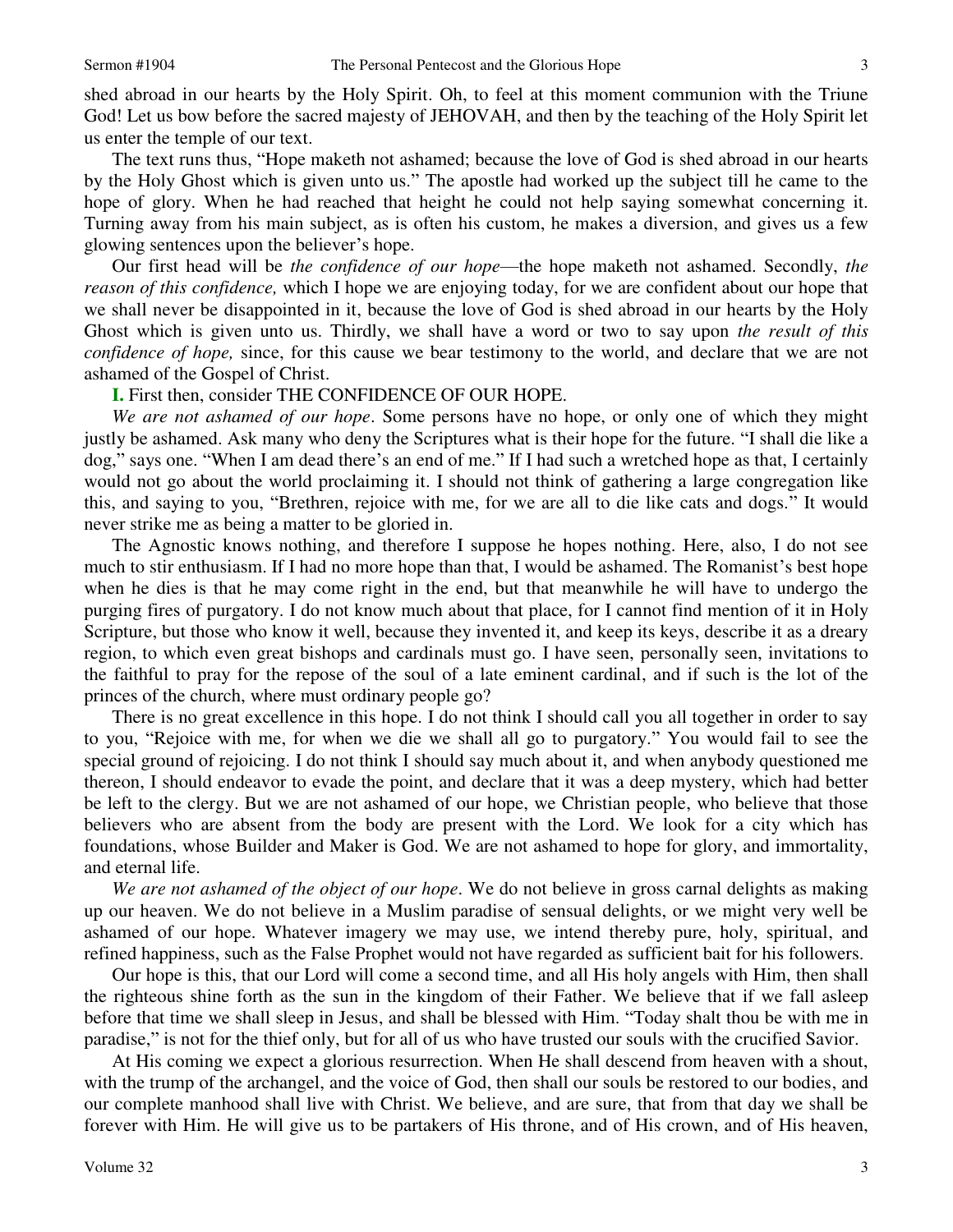shed abroad in our hearts by the Holy Spirit. Oh, to feel at this moment communion with the Triune God! Let us bow before the sacred majesty of JEHOVAH, and then by the teaching of the Holy Spirit let us enter the temple of our text.

The text runs thus, "Hope maketh not ashamed; because the love of God is shed abroad in our hearts by the Holy Ghost which is given unto us." The apostle had worked up the subject till he came to the hope of glory. When he had reached that height he could not help saying somewhat concerning it. Turning away from his main subject, as is often his custom, he makes a diversion, and gives us a few glowing sentences upon the believer's hope.

Our first head will be *the confidence of our hope*—the hope maketh not ashamed. Secondly, *the reason of this confidence,* which I hope we are enjoying today, for we are confident about our hope that we shall never be disappointed in it, because the love of God is shed abroad in our hearts by the Holy Ghost which is given unto us. Thirdly, we shall have a word or two to say upon *the result of this confidence of hope,* since, for this cause we bear testimony to the world, and declare that we are not ashamed of the Gospel of Christ.

**I.** First then, consider THE CONFIDENCE OF OUR HOPE.

*We are not ashamed of our hope*. Some persons have no hope, or only one of which they might justly be ashamed. Ask many who deny the Scriptures what is their hope for the future. "I shall die like a dog," says one. "When I am dead there's an end of me." If I had such a wretched hope as that, I certainly would not go about the world proclaiming it. I should not think of gathering a large congregation like this, and saying to you, "Brethren, rejoice with me, for we are all to die like cats and dogs." It would never strike me as being a matter to be gloried in.

The Agnostic knows nothing, and therefore I suppose he hopes nothing. Here, also, I do not see much to stir enthusiasm. If I had no more hope than that, I would be ashamed. The Romanist's best hope when he dies is that he may come right in the end, but that meanwhile he will have to undergo the purging fires of purgatory. I do not know much about that place, for I cannot find mention of it in Holy Scripture, but those who know it well, because they invented it, and keep its keys, describe it as a dreary region, to which even great bishops and cardinals must go. I have seen, personally seen, invitations to the faithful to pray for the repose of the soul of a late eminent cardinal, and if such is the lot of the princes of the church, where must ordinary people go?

There is no great excellence in this hope. I do not think I should call you all together in order to say to you, "Rejoice with me, for when we die we shall all go to purgatory." You would fail to see the special ground of rejoicing. I do not think I should say much about it, and when anybody questioned me thereon, I should endeavor to evade the point, and declare that it was a deep mystery, which had better be left to the clergy. But we are not ashamed of our hope, we Christian people, who believe that those believers who are absent from the body are present with the Lord. We look for a city which has foundations, whose Builder and Maker is God. We are not ashamed to hope for glory, and immortality, and eternal life.

*We are not ashamed of the object of our hope*. We do not believe in gross carnal delights as making up our heaven. We do not believe in a Muslim paradise of sensual delights, or we might very well be ashamed of our hope. Whatever imagery we may use, we intend thereby pure, holy, spiritual, and refined happiness, such as the False Prophet would not have regarded as sufficient bait for his followers.

Our hope is this, that our Lord will come a second time, and all His holy angels with Him, then shall the righteous shine forth as the sun in the kingdom of their Father. We believe that if we fall asleep before that time we shall sleep in Jesus, and shall be blessed with Him. "Today shalt thou be with me in paradise," is not for the thief only, but for all of us who have trusted our souls with the crucified Savior.

At His coming we expect a glorious resurrection. When He shall descend from heaven with a shout, with the trump of the archangel, and the voice of God, then shall our souls be restored to our bodies, and our complete manhood shall live with Christ. We believe, and are sure, that from that day we shall be forever with Him. He will give us to be partakers of His throne, and of His crown, and of His heaven,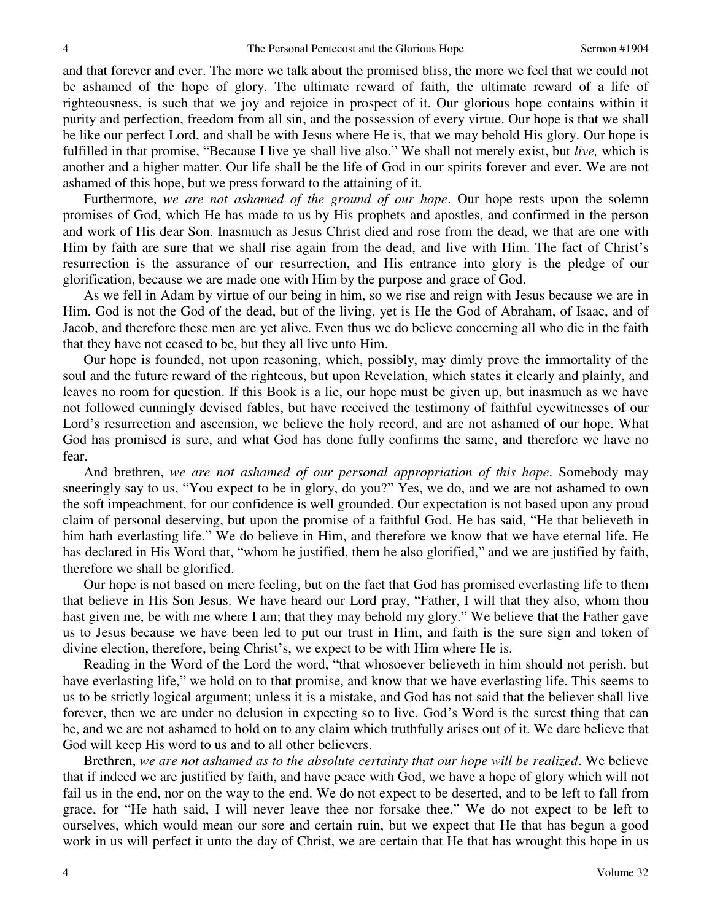and that forever and ever. The more we talk about the promised bliss, the more we feel that we could not be ashamed of the hope of glory. The ultimate reward of faith, the ultimate reward of a life of righteousness, is such that we joy and rejoice in prospect of it. Our glorious hope contains within it purity and perfection, freedom from all sin, and the possession of every virtue. Our hope is that we shall be like our perfect Lord, and shall be with Jesus where He is, that we may behold His glory. Our hope is fulfilled in that promise, "Because I live ye shall live also." We shall not merely exist, but *live,* which is another and a higher matter. Our life shall be the life of God in our spirits forever and ever. We are not ashamed of this hope, but we press forward to the attaining of it.

Furthermore, *we are not ashamed of the ground of our hope*. Our hope rests upon the solemn promises of God, which He has made to us by His prophets and apostles, and confirmed in the person and work of His dear Son. Inasmuch as Jesus Christ died and rose from the dead, we that are one with Him by faith are sure that we shall rise again from the dead, and live with Him. The fact of Christ's resurrection is the assurance of our resurrection, and His entrance into glory is the pledge of our glorification, because we are made one with Him by the purpose and grace of God.

As we fell in Adam by virtue of our being in him, so we rise and reign with Jesus because we are in Him. God is not the God of the dead, but of the living, yet is He the God of Abraham, of Isaac, and of Jacob, and therefore these men are yet alive. Even thus we do believe concerning all who die in the faith that they have not ceased to be, but they all live unto Him.

Our hope is founded, not upon reasoning, which, possibly, may dimly prove the immortality of the soul and the future reward of the righteous, but upon Revelation, which states it clearly and plainly, and leaves no room for question. If this Book is a lie, our hope must be given up, but inasmuch as we have not followed cunningly devised fables, but have received the testimony of faithful eyewitnesses of our Lord's resurrection and ascension, we believe the holy record, and are not ashamed of our hope. What God has promised is sure, and what God has done fully confirms the same, and therefore we have no fear.

And brethren, *we are not ashamed of our personal appropriation of this hope*. Somebody may sneeringly say to us, "You expect to be in glory, do you?" Yes, we do, and we are not ashamed to own the soft impeachment, for our confidence is well grounded. Our expectation is not based upon any proud claim of personal deserving, but upon the promise of a faithful God. He has said, "He that believeth in him hath everlasting life." We do believe in Him, and therefore we know that we have eternal life. He has declared in His Word that, "whom he justified, them he also glorified," and we are justified by faith, therefore we shall be glorified.

Our hope is not based on mere feeling, but on the fact that God has promised everlasting life to them that believe in His Son Jesus. We have heard our Lord pray, "Father, I will that they also, whom thou hast given me, be with me where I am; that they may behold my glory." We believe that the Father gave us to Jesus because we have been led to put our trust in Him, and faith is the sure sign and token of divine election, therefore, being Christ's, we expect to be with Him where He is.

Reading in the Word of the Lord the word, "that whosoever believeth in him should not perish, but have everlasting life," we hold on to that promise, and know that we have everlasting life. This seems to us to be strictly logical argument; unless it is a mistake, and God has not said that the believer shall live forever, then we are under no delusion in expecting so to live. God's Word is the surest thing that can be, and we are not ashamed to hold on to any claim which truthfully arises out of it. We dare believe that God will keep His word to us and to all other believers.

Brethren, *we are not ashamed as to the absolute certainty that our hope will be realized*. We believe that if indeed we are justified by faith, and have peace with God, we have a hope of glory which will not fail us in the end, nor on the way to the end. We do not expect to be deserted, and to be left to fall from grace, for "He hath said, I will never leave thee nor forsake thee." We do not expect to be left to ourselves, which would mean our sore and certain ruin, but we expect that He that has begun a good work in us will perfect it unto the day of Christ, we are certain that He that has wrought this hope in us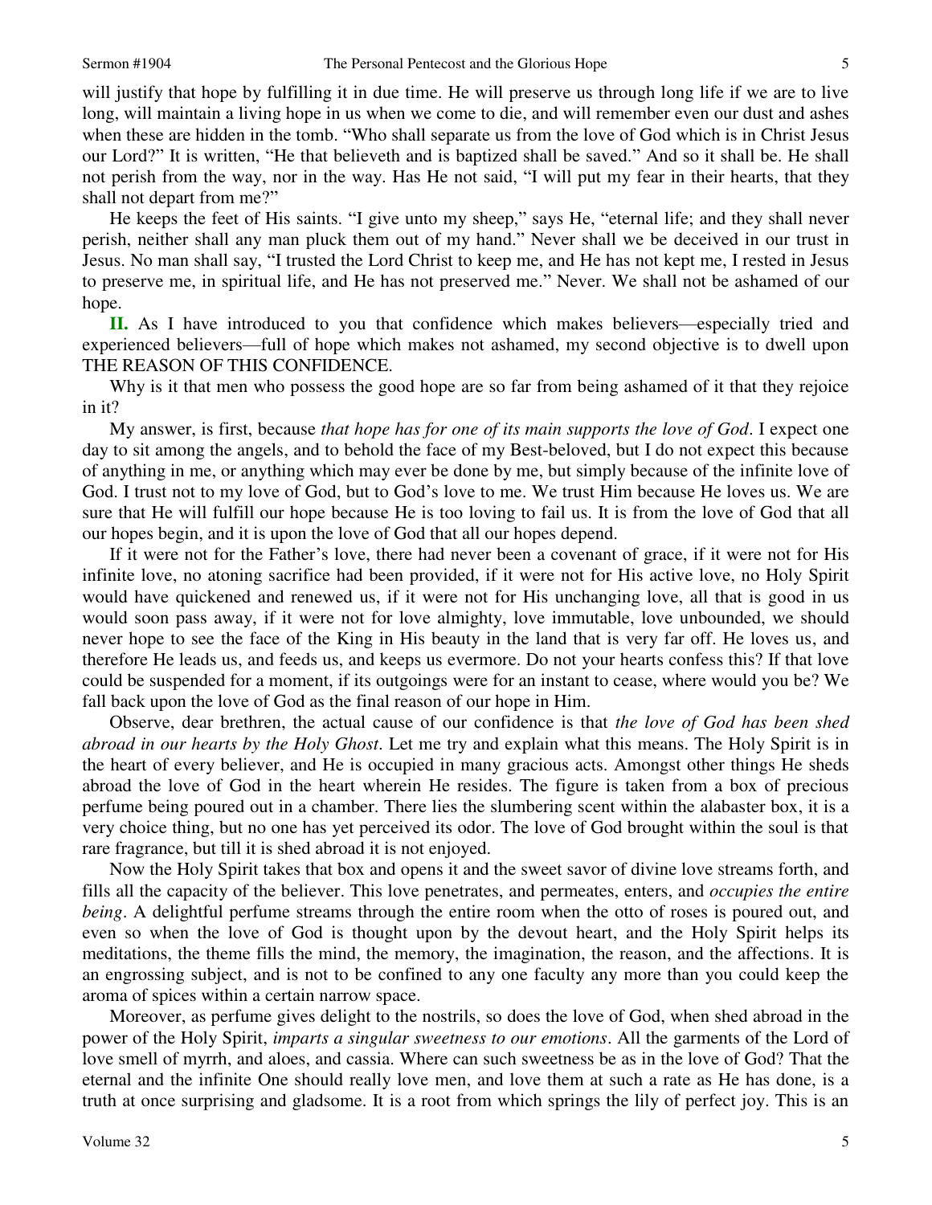will justify that hope by fulfilling it in due time. He will preserve us through long life if we are to live long, will maintain a living hope in us when we come to die, and will remember even our dust and ashes when these are hidden in the tomb. "Who shall separate us from the love of God which is in Christ Jesus our Lord?" It is written, "He that believeth and is baptized shall be saved." And so it shall be. He shall not perish from the way, nor in the way. Has He not said, "I will put my fear in their hearts, that they shall not depart from me?"

He keeps the feet of His saints. "I give unto my sheep," says He, "eternal life; and they shall never perish, neither shall any man pluck them out of my hand." Never shall we be deceived in our trust in Jesus. No man shall say, "I trusted the Lord Christ to keep me, and He has not kept me, I rested in Jesus to preserve me, in spiritual life, and He has not preserved me." Never. We shall not be ashamed of our hope.

**II.** As I have introduced to you that confidence which makes believers—especially tried and experienced believers—full of hope which makes not ashamed, my second objective is to dwell upon THE REASON OF THIS CONFIDENCE.

Why is it that men who possess the good hope are so far from being ashamed of it that they rejoice in it?

My answer, is first, because *that hope has for one of its main supports the love of God*. I expect one day to sit among the angels, and to behold the face of my Best-beloved, but I do not expect this because of anything in me, or anything which may ever be done by me, but simply because of the infinite love of God. I trust not to my love of God, but to God's love to me. We trust Him because He loves us. We are sure that He will fulfill our hope because He is too loving to fail us. It is from the love of God that all our hopes begin, and it is upon the love of God that all our hopes depend.

If it were not for the Father's love, there had never been a covenant of grace, if it were not for His infinite love, no atoning sacrifice had been provided, if it were not for His active love, no Holy Spirit would have quickened and renewed us, if it were not for His unchanging love, all that is good in us would soon pass away, if it were not for love almighty, love immutable, love unbounded, we should never hope to see the face of the King in His beauty in the land that is very far off. He loves us, and therefore He leads us, and feeds us, and keeps us evermore. Do not your hearts confess this? If that love could be suspended for a moment, if its outgoings were for an instant to cease, where would you be? We fall back upon the love of God as the final reason of our hope in Him.

Observe, dear brethren, the actual cause of our confidence is that *the love of God has been shed abroad in our hearts by the Holy Ghost*. Let me try and explain what this means. The Holy Spirit is in the heart of every believer, and He is occupied in many gracious acts. Amongst other things He sheds abroad the love of God in the heart wherein He resides. The figure is taken from a box of precious perfume being poured out in a chamber. There lies the slumbering scent within the alabaster box, it is a very choice thing, but no one has yet perceived its odor. The love of God brought within the soul is that rare fragrance, but till it is shed abroad it is not enjoyed.

Now the Holy Spirit takes that box and opens it and the sweet savor of divine love streams forth, and fills all the capacity of the believer. This love penetrates, and permeates, enters, and *occupies the entire being*. A delightful perfume streams through the entire room when the otto of roses is poured out, and even so when the love of God is thought upon by the devout heart, and the Holy Spirit helps its meditations, the theme fills the mind, the memory, the imagination, the reason, and the affections. It is an engrossing subject, and is not to be confined to any one faculty any more than you could keep the aroma of spices within a certain narrow space.

Moreover, as perfume gives delight to the nostrils, so does the love of God, when shed abroad in the power of the Holy Spirit, *imparts a singular sweetness to our emotions*. All the garments of the Lord of love smell of myrrh, and aloes, and cassia. Where can such sweetness be as in the love of God? That the eternal and the infinite One should really love men, and love them at such a rate as He has done, is a truth at once surprising and gladsome. It is a root from which springs the lily of perfect joy. This is an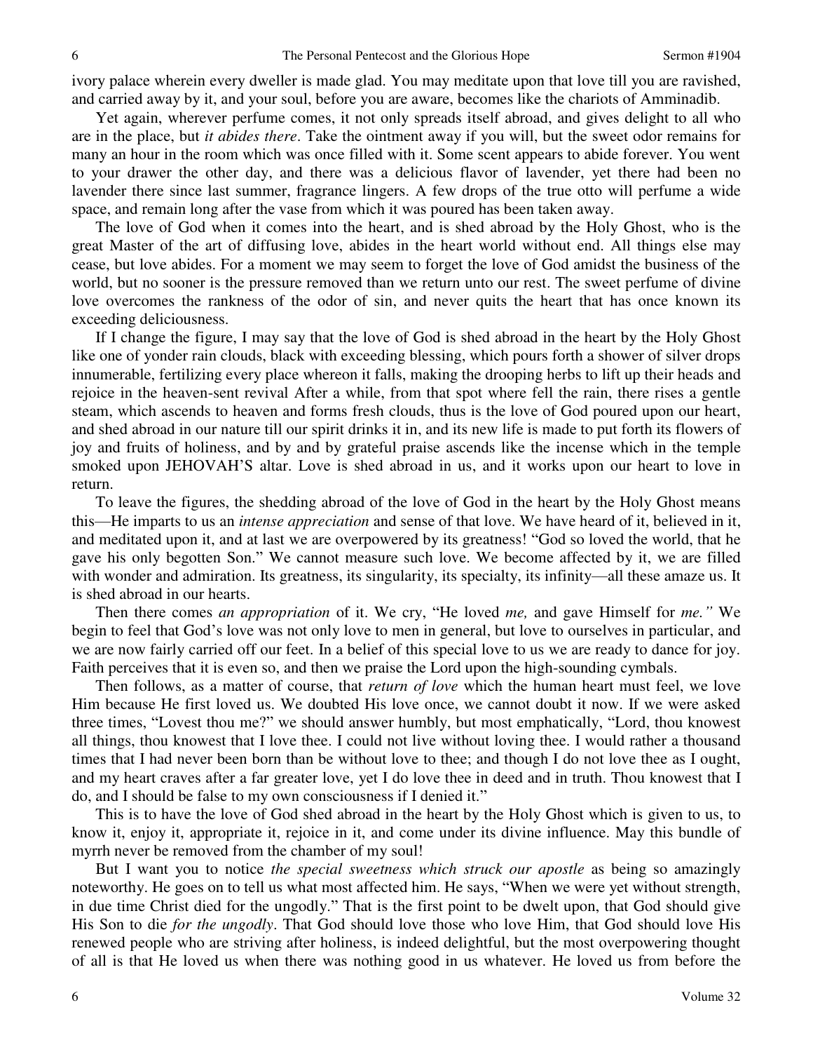ivory palace wherein every dweller is made glad. You may meditate upon that love till you are ravished, and carried away by it, and your soul, before you are aware, becomes like the chariots of Amminadib.

Yet again, wherever perfume comes, it not only spreads itself abroad, and gives delight to all who are in the place, but *it abides there*. Take the ointment away if you will, but the sweet odor remains for many an hour in the room which was once filled with it. Some scent appears to abide forever. You went to your drawer the other day, and there was a delicious flavor of lavender, yet there had been no lavender there since last summer, fragrance lingers. A few drops of the true otto will perfume a wide space, and remain long after the vase from which it was poured has been taken away.

The love of God when it comes into the heart, and is shed abroad by the Holy Ghost, who is the great Master of the art of diffusing love, abides in the heart world without end. All things else may cease, but love abides. For a moment we may seem to forget the love of God amidst the business of the world, but no sooner is the pressure removed than we return unto our rest. The sweet perfume of divine love overcomes the rankness of the odor of sin, and never quits the heart that has once known its exceeding deliciousness.

If I change the figure, I may say that the love of God is shed abroad in the heart by the Holy Ghost like one of yonder rain clouds, black with exceeding blessing, which pours forth a shower of silver drops innumerable, fertilizing every place whereon it falls, making the drooping herbs to lift up their heads and rejoice in the heaven-sent revival After a while, from that spot where fell the rain, there rises a gentle steam, which ascends to heaven and forms fresh clouds, thus is the love of God poured upon our heart, and shed abroad in our nature till our spirit drinks it in, and its new life is made to put forth its flowers of joy and fruits of holiness, and by and by grateful praise ascends like the incense which in the temple smoked upon JEHOVAH'S altar. Love is shed abroad in us, and it works upon our heart to love in return.

To leave the figures, the shedding abroad of the love of God in the heart by the Holy Ghost means this—He imparts to us an *intense appreciation* and sense of that love. We have heard of it, believed in it, and meditated upon it, and at last we are overpowered by its greatness! "God so loved the world, that he gave his only begotten Son." We cannot measure such love. We become affected by it, we are filled with wonder and admiration. Its greatness, its singularity, its specialty, its infinity—all these amaze us. It is shed abroad in our hearts.

Then there comes *an appropriation* of it. We cry, "He loved *me,* and gave Himself for *me."* We begin to feel that God's love was not only love to men in general, but love to ourselves in particular, and we are now fairly carried off our feet. In a belief of this special love to us we are ready to dance for joy. Faith perceives that it is even so, and then we praise the Lord upon the high-sounding cymbals.

Then follows, as a matter of course, that *return of love* which the human heart must feel, we love Him because He first loved us. We doubted His love once, we cannot doubt it now. If we were asked three times, "Lovest thou me?" we should answer humbly, but most emphatically, "Lord, thou knowest all things, thou knowest that I love thee. I could not live without loving thee. I would rather a thousand times that I had never been born than be without love to thee; and though I do not love thee as I ought, and my heart craves after a far greater love, yet I do love thee in deed and in truth. Thou knowest that I do, and I should be false to my own consciousness if I denied it."

This is to have the love of God shed abroad in the heart by the Holy Ghost which is given to us, to know it, enjoy it, appropriate it, rejoice in it, and come under its divine influence. May this bundle of myrrh never be removed from the chamber of my soul!

But I want you to notice *the special sweetness which struck our apostle* as being so amazingly noteworthy. He goes on to tell us what most affected him. He says, "When we were yet without strength, in due time Christ died for the ungodly." That is the first point to be dwelt upon, that God should give His Son to die *for the ungodly*. That God should love those who love Him, that God should love His renewed people who are striving after holiness, is indeed delightful, but the most overpowering thought of all is that He loved us when there was nothing good in us whatever. He loved us from before the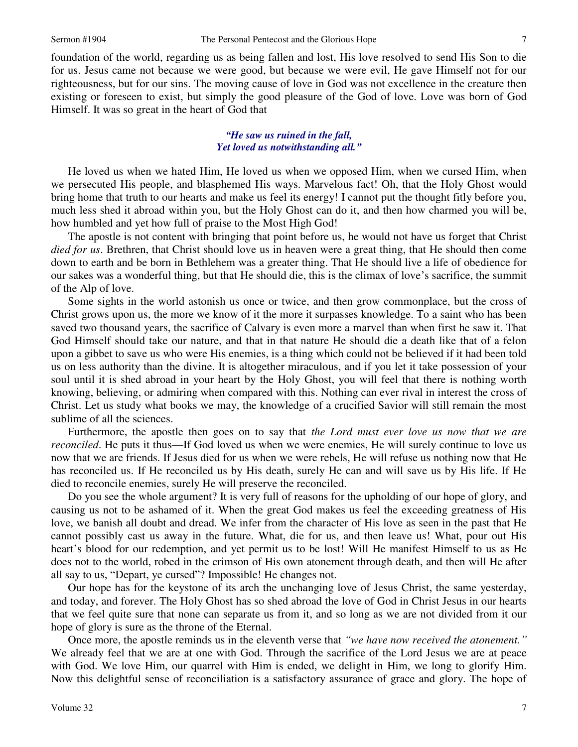foundation of the world, regarding us as being fallen and lost, His love resolved to send His Son to die for us. Jesus came not because we were good, but because we were evil, He gave Himself not for our righteousness, but for our sins. The moving cause of love in God was not excellence in the creature then existing or foreseen to exist, but simply the good pleasure of the God of love. Love was born of God Himself. It was so great in the heart of God that

> ***"He saw us ruined in the fall,***
> ***Yet loved us notwithstanding all."***

He loved us when we hated Him, He loved us when we opposed Him, when we cursed Him, when we persecuted His people, and blasphemed His ways. Marvelous fact! Oh, that the Holy Ghost would bring home that truth to our hearts and make us feel its energy! I cannot put the thought fitly before you, much less shed it abroad within you, but the Holy Ghost can do it, and then how charmed you will be, how humbled and yet how full of praise to the Most High God!

The apostle is not content with bringing that point before us, he would not have us forget that Christ *died for us*. Brethren, that Christ should love us in heaven were a great thing, that He should then come down to earth and be born in Bethlehem was a greater thing. That He should live a life of obedience for our sakes was a wonderful thing, but that He should die, this is the climax of love's sacrifice, the summit of the Alp of love.

Some sights in the world astonish us once or twice, and then grow commonplace, but the cross of Christ grows upon us, the more we know of it the more it surpasses knowledge. To a saint who has been saved two thousand years, the sacrifice of Calvary is even more a marvel than when first he saw it. That God Himself should take our nature, and that in that nature He should die a death like that of a felon upon a gibbet to save us who were His enemies, is a thing which could not be believed if it had been told us on less authority than the divine. It is altogether miraculous, and if you let it take possession of your soul until it is shed abroad in your heart by the Holy Ghost, you will feel that there is nothing worth knowing, believing, or admiring when compared with this. Nothing can ever rival in interest the cross of Christ. Let us study what books we may, the knowledge of a crucified Savior will still remain the most sublime of all the sciences.

Furthermore, the apostle then goes on to say that *the Lord must ever love us now that we are reconciled*. He puts it thus—If God loved us when we were enemies, He will surely continue to love us now that we are friends. If Jesus died for us when we were rebels, He will refuse us nothing now that He has reconciled us. If He reconciled us by His death, surely He can and will save us by His life. If He died to reconcile enemies, surely He will preserve the reconciled.

Do you see the whole argument? It is very full of reasons for the upholding of our hope of glory, and causing us not to be ashamed of it. When the great God makes us feel the exceeding greatness of His love, we banish all doubt and dread. We infer from the character of His love as seen in the past that He cannot possibly cast us away in the future. What, die for us, and then leave us! What, pour out His heart's blood for our redemption, and yet permit us to be lost! Will He manifest Himself to us as He does not to the world, robed in the crimson of His own atonement through death, and then will He after all say to us, "Depart, ye cursed"? Impossible! He changes not.

Our hope has for the keystone of its arch the unchanging love of Jesus Christ, the same yesterday, and today, and forever. The Holy Ghost has so shed abroad the love of God in Christ Jesus in our hearts that we feel quite sure that none can separate us from it, and so long as we are not divided from it our hope of glory is sure as the throne of the Eternal.

Once more, the apostle reminds us in the eleventh verse that *"we have now received the atonement."* We already feel that we are at one with God. Through the sacrifice of the Lord Jesus we are at peace with God. We love Him, our quarrel with Him is ended, we delight in Him, we long to glorify Him. Now this delightful sense of reconciliation is a satisfactory assurance of grace and glory. The hope of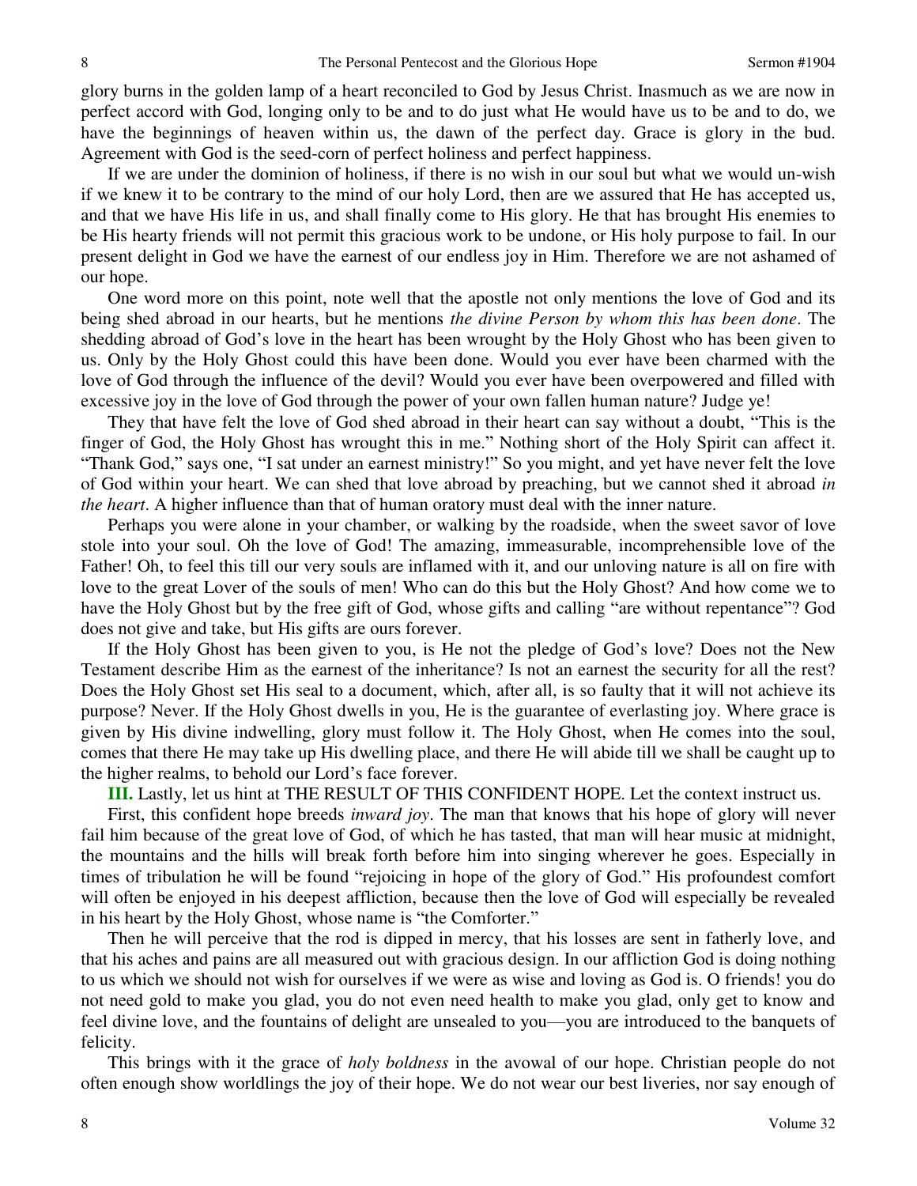glory burns in the golden lamp of a heart reconciled to God by Jesus Christ. Inasmuch as we are now in perfect accord with God, longing only to be and to do just what He would have us to be and to do, we have the beginnings of heaven within us, the dawn of the perfect day. Grace is glory in the bud. Agreement with God is the seed-corn of perfect holiness and perfect happiness.

If we are under the dominion of holiness, if there is no wish in our soul but what we would un-wish if we knew it to be contrary to the mind of our holy Lord, then are we assured that He has accepted us, and that we have His life in us, and shall finally come to His glory. He that has brought His enemies to be His hearty friends will not permit this gracious work to be undone, or His holy purpose to fail. In our present delight in God we have the earnest of our endless joy in Him. Therefore we are not ashamed of our hope.

One word more on this point, note well that the apostle not only mentions the love of God and its being shed abroad in our hearts, but he mentions *the divine Person by whom this has been done*. The shedding abroad of God's love in the heart has been wrought by the Holy Ghost who has been given to us. Only by the Holy Ghost could this have been done. Would you ever have been charmed with the love of God through the influence of the devil? Would you ever have been overpowered and filled with excessive joy in the love of God through the power of your own fallen human nature? Judge ye!

They that have felt the love of God shed abroad in their heart can say without a doubt, "This is the finger of God, the Holy Ghost has wrought this in me." Nothing short of the Holy Spirit can affect it. "Thank God," says one, "I sat under an earnest ministry!" So you might, and yet have never felt the love of God within your heart. We can shed that love abroad by preaching, but we cannot shed it abroad *in the heart*. A higher influence than that of human oratory must deal with the inner nature.

Perhaps you were alone in your chamber, or walking by the roadside, when the sweet savor of love stole into your soul. Oh the love of God! The amazing, immeasurable, incomprehensible love of the Father! Oh, to feel this till our very souls are inflamed with it, and our unloving nature is all on fire with love to the great Lover of the souls of men! Who can do this but the Holy Ghost? And how come we to have the Holy Ghost but by the free gift of God, whose gifts and calling "are without repentance"? God does not give and take, but His gifts are ours forever.

If the Holy Ghost has been given to you, is He not the pledge of God's love? Does not the New Testament describe Him as the earnest of the inheritance? Is not an earnest the security for all the rest? Does the Holy Ghost set His seal to a document, which, after all, is so faulty that it will not achieve its purpose? Never. If the Holy Ghost dwells in you, He is the guarantee of everlasting joy. Where grace is given by His divine indwelling, glory must follow it. The Holy Ghost, when He comes into the soul, comes that there He may take up His dwelling place, and there He will abide till we shall be caught up to the higher realms, to behold our Lord's face forever.

**III.** Lastly, let us hint at THE RESULT OF THIS CONFIDENT HOPE. Let the context instruct us.

First, this confident hope breeds *inward joy*. The man that knows that his hope of glory will never fail him because of the great love of God, of which he has tasted, that man will hear music at midnight, the mountains and the hills will break forth before him into singing wherever he goes. Especially in times of tribulation he will be found "rejoicing in hope of the glory of God." His profoundest comfort will often be enjoyed in his deepest affliction, because then the love of God will especially be revealed in his heart by the Holy Ghost, whose name is "the Comforter."

Then he will perceive that the rod is dipped in mercy, that his losses are sent in fatherly love, and that his aches and pains are all measured out with gracious design. In our affliction God is doing nothing to us which we should not wish for ourselves if we were as wise and loving as God is. O friends! you do not need gold to make you glad, you do not even need health to make you glad, only get to know and feel divine love, and the fountains of delight are unsealed to you—you are introduced to the banquets of felicity.

This brings with it the grace of *holy boldness* in the avowal of our hope. Christian people do not often enough show worldlings the joy of their hope. We do not wear our best liveries, nor say enough of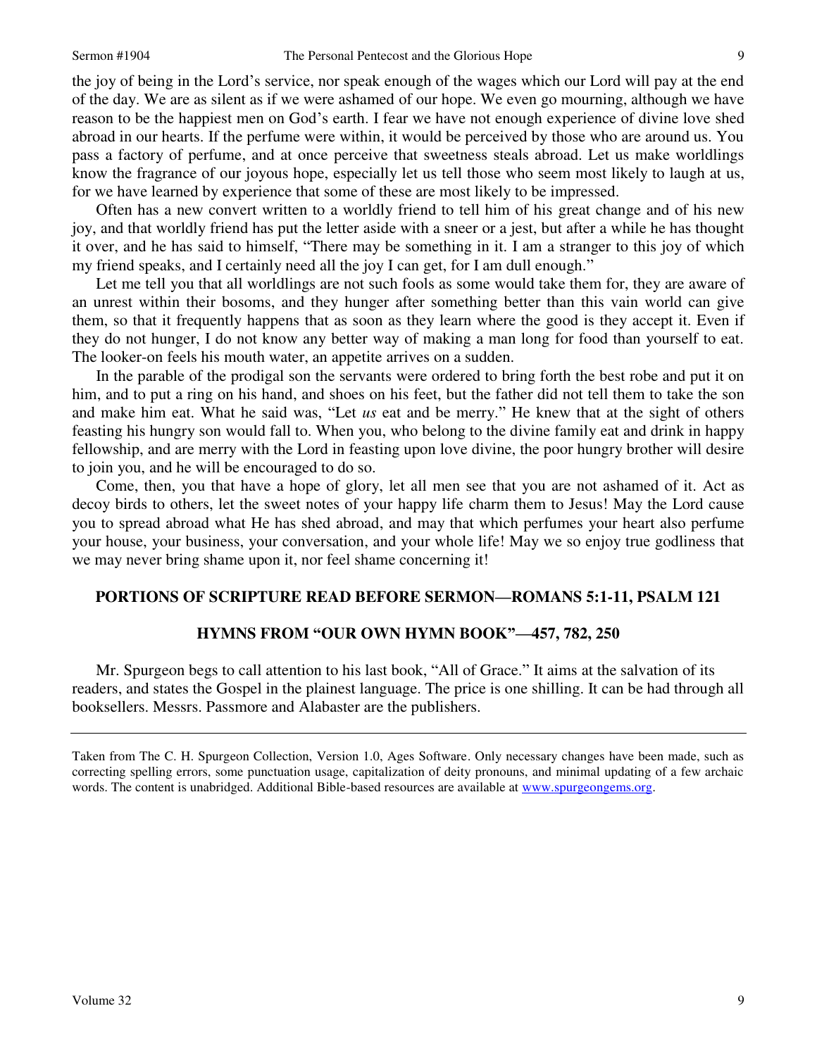the joy of being in the Lord's service, nor speak enough of the wages which our Lord will pay at the end of the day. We are as silent as if we were ashamed of our hope. We even go mourning, although we have reason to be the happiest men on God's earth. I fear we have not enough experience of divine love shed abroad in our hearts. If the perfume were within, it would be perceived by those who are around us. You pass a factory of perfume, and at once perceive that sweetness steals abroad. Let us make worldlings know the fragrance of our joyous hope, especially let us tell those who seem most likely to laugh at us, for we have learned by experience that some of these are most likely to be impressed.

Often has a new convert written to a worldly friend to tell him of his great change and of his new joy, and that worldly friend has put the letter aside with a sneer or a jest, but after a while he has thought it over, and he has said to himself, "There may be something in it. I am a stranger to this joy of which my friend speaks, and I certainly need all the joy I can get, for I am dull enough."

Let me tell you that all worldlings are not such fools as some would take them for, they are aware of an unrest within their bosoms, and they hunger after something better than this vain world can give them, so that it frequently happens that as soon as they learn where the good is they accept it. Even if they do not hunger, I do not know any better way of making a man long for food than yourself to eat. The looker-on feels his mouth water, an appetite arrives on a sudden.

In the parable of the prodigal son the servants were ordered to bring forth the best robe and put it on him, and to put a ring on his hand, and shoes on his feet, but the father did not tell them to take the son and make him eat. What he said was, "Let *us* eat and be merry." He knew that at the sight of others feasting his hungry son would fall to. When you, who belong to the divine family eat and drink in happy fellowship, and are merry with the Lord in feasting upon love divine, the poor hungry brother will desire to join you, and he will be encouraged to do so.

Come, then, you that have a hope of glory, let all men see that you are not ashamed of it. Act as decoy birds to others, let the sweet notes of your happy life charm them to Jesus! May the Lord cause you to spread abroad what He has shed abroad, and may that which perfumes your heart also perfume your house, your business, your conversation, and your whole life! May we so enjoy true godliness that we may never bring shame upon it, nor feel shame concerning it!

**PORTIONS OF SCRIPTURE READ BEFORE SERMON—ROMANS 5:1-11, PSALM 121**

**HYMNS FROM "OUR OWN HYMN BOOK"—457, 782, 250**

Mr. Spurgeon begs to call attention to his last book, "All of Grace." It aims at the salvation of its readers, and states the Gospel in the plainest language. The price is one shilling. It can be had through all booksellers. Messrs. Passmore and Alabaster are the publishers.

---

Taken from The C. H. Spurgeon Collection, Version 1.0, Ages Software. Only necessary changes have been made, such as correcting spelling errors, some punctuation usage, capitalization of deity pronouns, and minimal updating of a few archaic words. The content is unabridged. Additional Bible-based resources are available at www.spurgeongems.org.